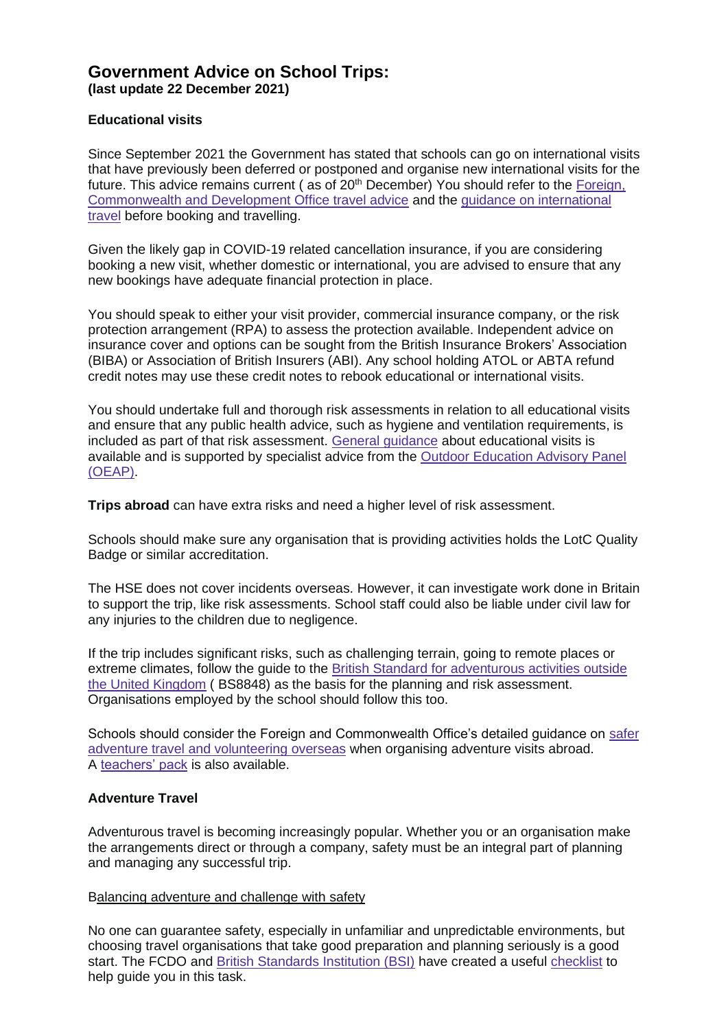# Government Advice on School Trips:
**(last update 22 December 2021)**

**Educational visits**

Since September 2021 the Government has stated that schools can go on international visits that have previously been deferred or postponed and organise new international visits for the future. This advice remains current ( as of 20th December) You should refer to the Foreign, Commonwealth and Development Office travel advice and the guidance on international travel before booking and travelling.

Given the likely gap in COVID-19 related cancellation insurance, if you are considering booking a new visit, whether domestic or international, you are advised to ensure that any new bookings have adequate financial protection in place.

You should speak to either your visit provider, commercial insurance company, or the risk protection arrangement (RPA) to assess the protection available. Independent advice on insurance cover and options can be sought from the British Insurance Brokers' Association (BIBA) or Association of British Insurers (ABI). Any school holding ATOL or ABTA refund credit notes may use these credit notes to rebook educational or international visits.

You should undertake full and thorough risk assessments in relation to all educational visits and ensure that any public health advice, such as hygiene and ventilation requirements, is included as part of that risk assessment. General guidance about educational visits is available and is supported by specialist advice from the Outdoor Education Advisory Panel (OEAP).

**Trips abroad** can have extra risks and need a higher level of risk assessment.

Schools should make sure any organisation that is providing activities holds the LotC Quality Badge or similar accreditation.

The HSE does not cover incidents overseas. However, it can investigate work done in Britain to support the trip, like risk assessments. School staff could also be liable under civil law for any injuries to the children due to negligence.

If the trip includes significant risks, such as challenging terrain, going to remote places or extreme climates, follow the guide to the British Standard for adventurous activities outside the United Kingdom ( BS8848) as the basis for the planning and risk assessment. Organisations employed by the school should follow this too.

Schools should consider the Foreign and Commonwealth Office's detailed guidance on safer adventure travel and volunteering overseas when organising adventure visits abroad. A teachers' pack is also available.

**Adventure Travel**

Adventurous travel is becoming increasingly popular. Whether you or an organisation make the arrangements direct or through a company, safety must be an integral part of planning and managing any successful trip.

Balancing adventure and challenge with safety

No one can guarantee safety, especially in unfamiliar and unpredictable environments, but choosing travel organisations that take good preparation and planning seriously is a good start. The FCDO and British Standards Institution (BSI) have created a useful checklist to help guide you in this task.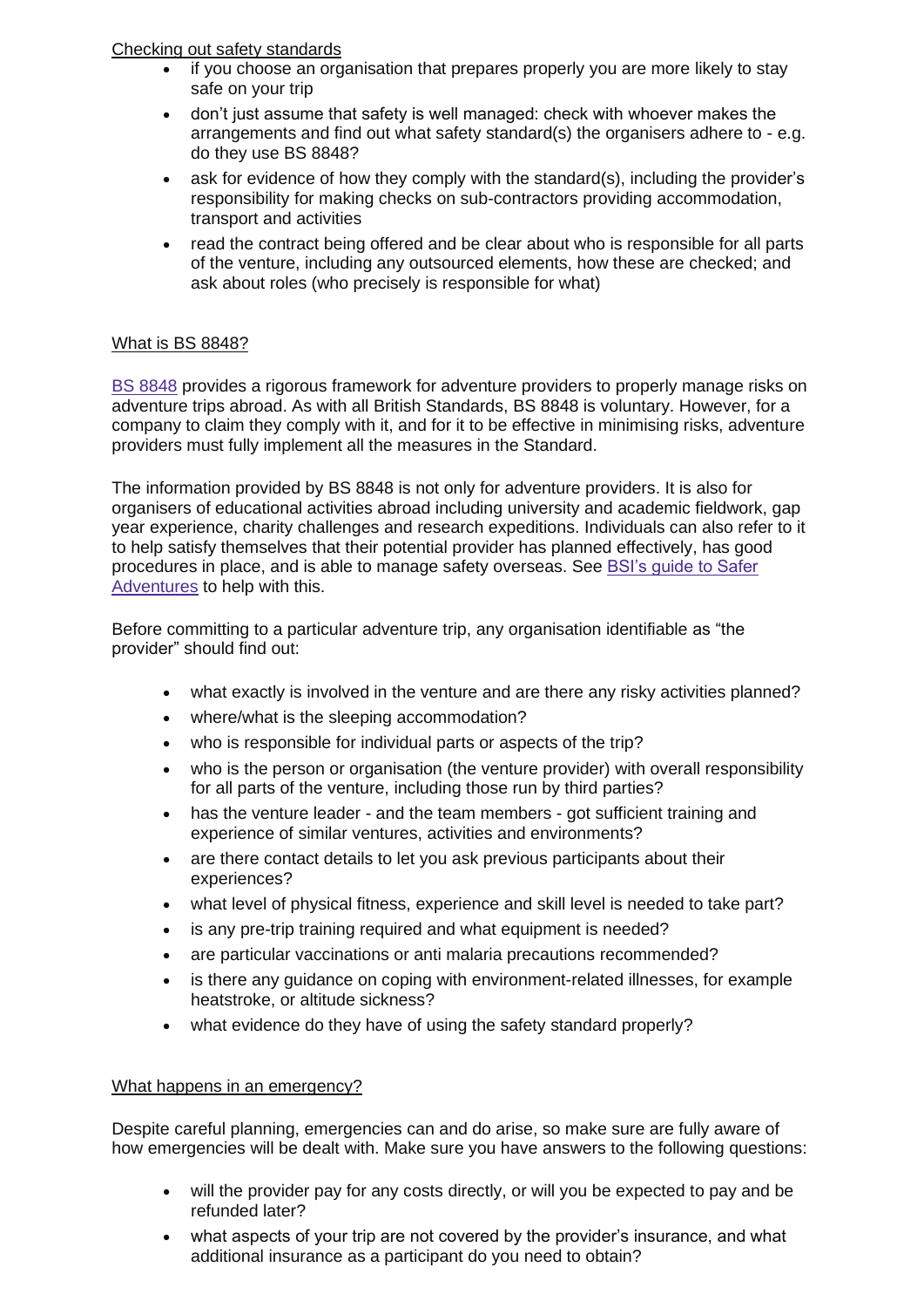Checking out safety standards

- if you choose an organisation that prepares properly you are more likely to stay safe on your trip
- don't just assume that safety is well managed: check with whoever makes the arrangements and find out what safety standard(s) the organisers adhere to - e.g. do they use BS 8848?
- ask for evidence of how they comply with the standard(s), including the provider's responsibility for making checks on sub-contractors providing accommodation, transport and activities
- read the contract being offered and be clear about who is responsible for all parts of the venture, including any outsourced elements, how these are checked; and ask about roles (who precisely is responsible for what)

What is BS 8848?

BS 8848 provides a rigorous framework for adventure providers to properly manage risks on adventure trips abroad. As with all British Standards, BS 8848 is voluntary. However, for a company to claim they comply with it, and for it to be effective in minimising risks, adventure providers must fully implement all the measures in the Standard.

The information provided by BS 8848 is not only for adventure providers. It is also for organisers of educational activities abroad including university and academic fieldwork, gap year experience, charity challenges and research expeditions. Individuals can also refer to it to help satisfy themselves that their potential provider has planned effectively, has good procedures in place, and is able to manage safety overseas. See BSI's guide to Safer Adventures to help with this.

Before committing to a particular adventure trip, any organisation identifiable as "the provider" should find out:

- what exactly is involved in the venture and are there any risky activities planned?
- where/what is the sleeping accommodation?
- who is responsible for individual parts or aspects of the trip?
- who is the person or organisation (the venture provider) with overall responsibility for all parts of the venture, including those run by third parties?
- has the venture leader - and the team members - got sufficient training and experience of similar ventures, activities and environments?
- are there contact details to let you ask previous participants about their experiences?
- what level of physical fitness, experience and skill level is needed to take part?
- is any pre-trip training required and what equipment is needed?
- are particular vaccinations or anti malaria precautions recommended?
- is there any guidance on coping with environment-related illnesses, for example heatstroke, or altitude sickness?
- what evidence do they have of using the safety standard properly?

What happens in an emergency?

Despite careful planning, emergencies can and do arise, so make sure are fully aware of how emergencies will be dealt with. Make sure you have answers to the following questions:

- will the provider pay for any costs directly, or will you be expected to pay and be refunded later?
- what aspects of your trip are not covered by the provider's insurance, and what additional insurance as a participant do you need to obtain?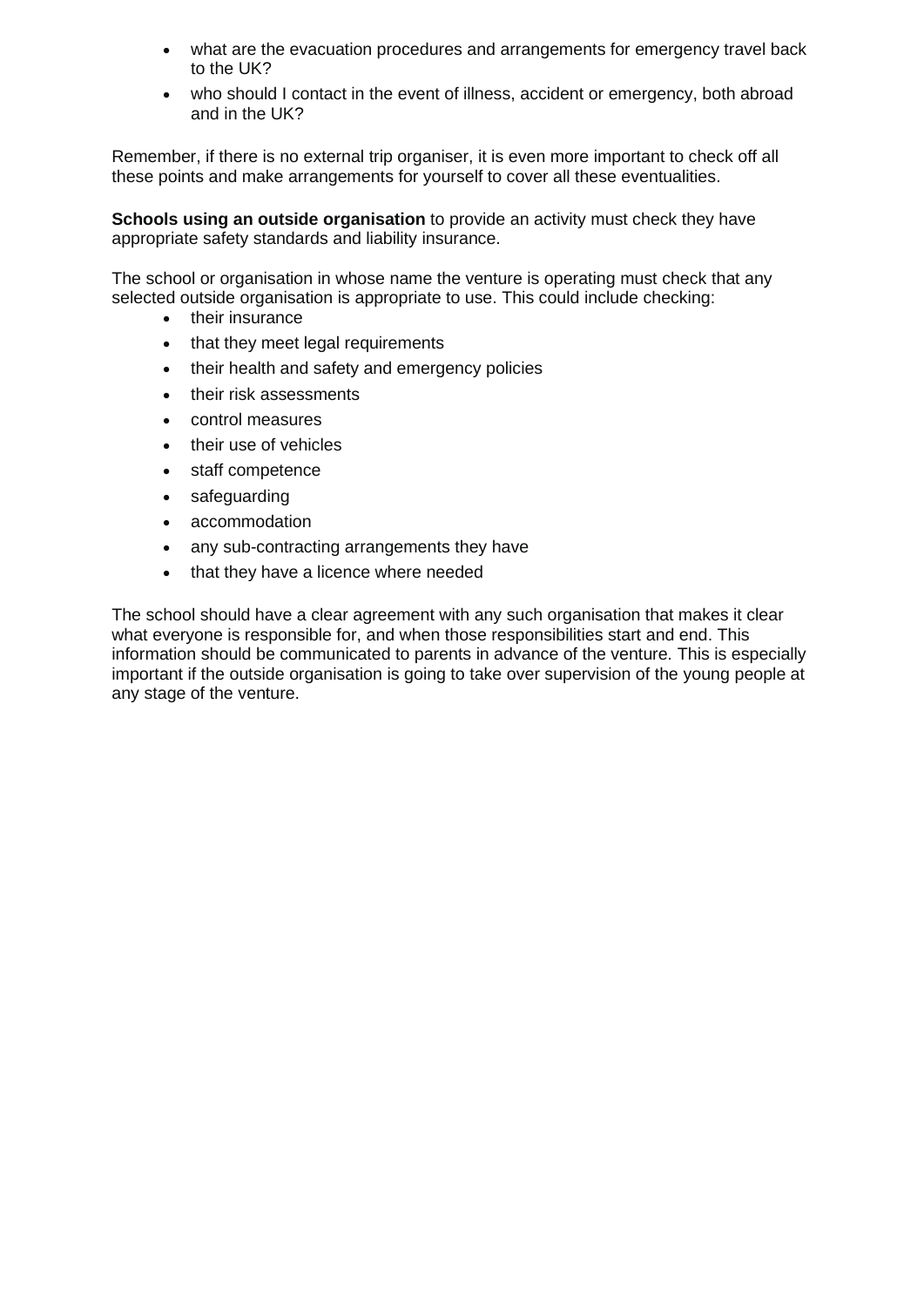- what are the evacuation procedures and arrangements for emergency travel back to the UK?
- who should I contact in the event of illness, accident or emergency, both abroad and in the UK?

Remember, if there is no external trip organiser, it is even more important to check off all these points and make arrangements for yourself to cover all these eventualities.

**Schools using an outside organisation** to provide an activity must check they have appropriate safety standards and liability insurance.

The school or organisation in whose name the venture is operating must check that any selected outside organisation is appropriate to use. This could include checking:

- their insurance
- that they meet legal requirements
- their health and safety and emergency policies
- their risk assessments
- control measures
- their use of vehicles
- staff competence
- safeguarding
- accommodation
- any sub-contracting arrangements they have
- that they have a licence where needed

The school should have a clear agreement with any such organisation that makes it clear what everyone is responsible for, and when those responsibilities start and end. This information should be communicated to parents in advance of the venture. This is especially important if the outside organisation is going to take over supervision of the young people at any stage of the venture.